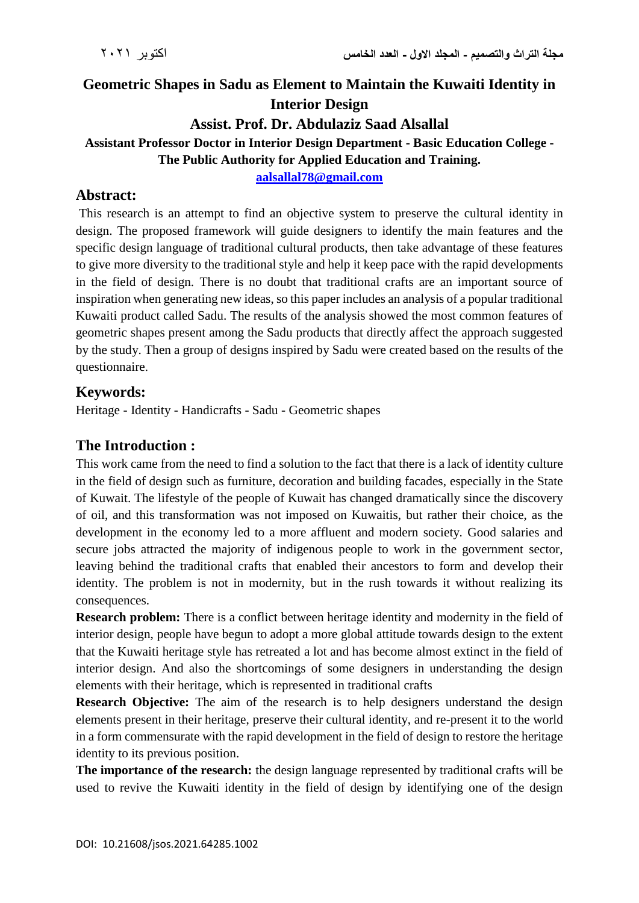# Geometric Shapes in Sadu as Element to Maintain the Kuwaiti Identity in Interior Design

**Assist. Prof. Dr. Abdulaziz Saad Alsallal**

**Assistant Professor Doctor in Interior Design Department - Basic Education College - The Public Authority for Applied Education and Training.**

aalsallal78@gmail.com

## Abstract:

This research is an attempt to find an objective system to preserve the cultural identity in design. The proposed framework will guide designers to identify the main features and the specific design language of traditional cultural products, then take advantage of these features to give more diversity to the traditional style and help it keep pace with the rapid developments in the field of design. There is no doubt that traditional crafts are an important source of inspiration when generating new ideas, so this paper includes an analysis of a popular traditional Kuwaiti product called Sadu. The results of the analysis showed the most common features of geometric shapes present among the Sadu products that directly affect the approach suggested by the study. Then a group of designs inspired by Sadu were created based on the results of the questionnaire.

## Keywords:

Heritage - Identity - Handicrafts - Sadu - Geometric shapes

## The Introduction :

This work came from the need to find a solution to the fact that there is a lack of identity culture in the field of design such as furniture, decoration and building facades, especially in the State of Kuwait. The lifestyle of the people of Kuwait has changed dramatically since the discovery of oil, and this transformation was not imposed on Kuwaitis, but rather their choice, as the development in the economy led to a more affluent and modern society. Good salaries and secure jobs attracted the majority of indigenous people to work in the government sector, leaving behind the traditional crafts that enabled their ancestors to form and develop their identity. The problem is not in modernity, but in the rush towards it without realizing its consequences.

**Research problem:** There is a conflict between heritage identity and modernity in the field of interior design, people have begun to adopt a more global attitude towards design to the extent that the Kuwaiti heritage style has retreated a lot and has become almost extinct in the field of interior design. And also the shortcomings of some designers in understanding the design elements with their heritage, which is represented in traditional crafts

**Research Objective:** The aim of the research is to help designers understand the design elements present in their heritage, preserve their cultural identity, and re-present it to the world in a form commensurate with the rapid development in the field of design to restore the heritage identity to its previous position.

**The importance of the research:** the design language represented by traditional crafts will be used to revive the Kuwaiti identity in the field of design by identifying one of the design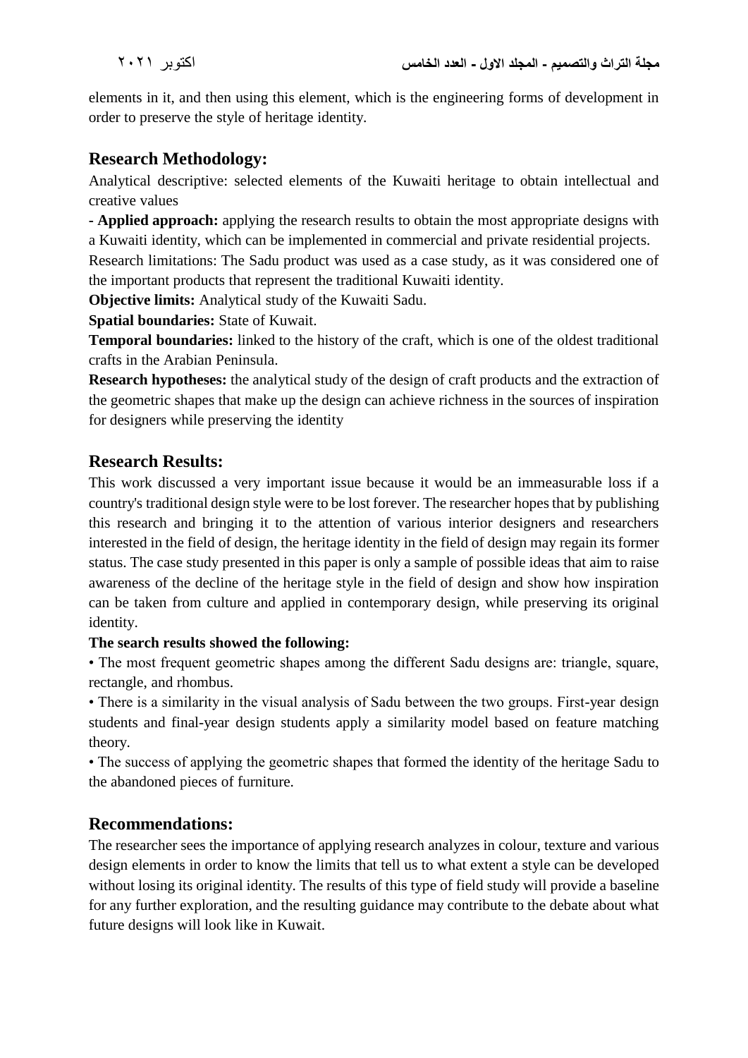elements in it, and then using this element, which is the engineering forms of development in order to preserve the style of heritage identity.

## Research Methodology:

Analytical descriptive: selected elements of the Kuwaiti heritage to obtain intellectual and creative values

- **Applied approach:** applying the research results to obtain the most appropriate designs with a Kuwaiti identity, which can be implemented in commercial and private residential projects.

Research limitations: The Sadu product was used as a case study, as it was considered one of the important products that represent the traditional Kuwaiti identity.

**Objective limits:** Analytical study of the Kuwaiti Sadu.

**Spatial boundaries:** State of Kuwait.

**Temporal boundaries:** linked to the history of the craft, which is one of the oldest traditional crafts in the Arabian Peninsula.

**Research hypotheses:** the analytical study of the design of craft products and the extraction of the geometric shapes that make up the design can achieve richness in the sources of inspiration for designers while preserving the identity

## Research Results:

This work discussed a very important issue because it would be an immeasurable loss if a country's traditional design style were to be lost forever. The researcher hopes that by publishing this research and bringing it to the attention of various interior designers and researchers interested in the field of design, the heritage identity in the field of design may regain its former status. The case study presented in this paper is only a sample of possible ideas that aim to raise awareness of the decline of the heritage style in the field of design and show how inspiration can be taken from culture and applied in contemporary design, while preserving its original identity.

**The search results showed the following:**

- The most frequent geometric shapes among the different Sadu designs are: triangle, square, rectangle, and rhombus.
- There is a similarity in the visual analysis of Sadu between the two groups. First-year design students and final-year design students apply a similarity model based on feature matching theory.
- The success of applying the geometric shapes that formed the identity of the heritage Sadu to the abandoned pieces of furniture.

## Recommendations:

The researcher sees the importance of applying research analyzes in colour, texture and various design elements in order to know the limits that tell us to what extent a style can be developed without losing its original identity. The results of this type of field study will provide a baseline for any further exploration, and the resulting guidance may contribute to the debate about what future designs will look like in Kuwait.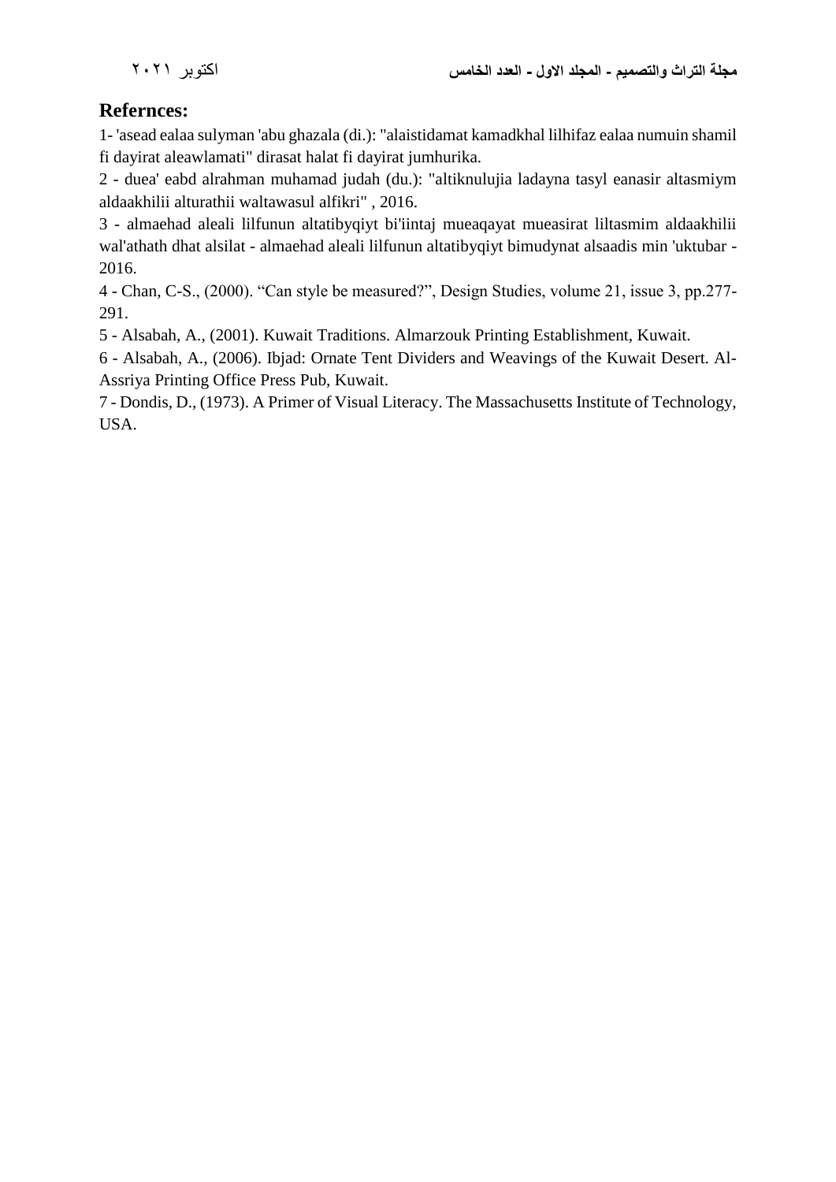## Refernces:

1- 'asead ealaa sulyman 'abu ghazala (di.): "alaistidamat kamadkhal lilhifaz ealaa numuin shamil fi dayirat aleawlamati" dirasat halat fi dayirat jumhurika.

2 - duea' eabd alrahman muhamad judah (du.): "altiknulujia ladayna tasyl eanasir altasmiym aldaakhilii alturathii waltawasul alfikri" , 2016.

3 - almaehad aleali lilfunun altatibyqiyt bi'iintaj mueaqayat mueasirat liltasmim aldaakhilii wal'athath dhat alsilat - almaehad aleali lilfunun altatibyqiyt bimudynat alsaadis min 'uktubar - 2016.

4 - Chan, C-S., (2000). "Can style be measured?", Design Studies, volume 21, issue 3, pp.277-291.

5 - Alsabah, A., (2001). Kuwait Traditions. Almarzouk Printing Establishment, Kuwait.

6 - Alsabah, A., (2006). Ibjad: Ornate Tent Dividers and Weavings of the Kuwait Desert. Al-Assriya Printing Office Press Pub, Kuwait.

7 - Dondis, D., (1973). A Primer of Visual Literacy. The Massachusetts Institute of Technology, USA.